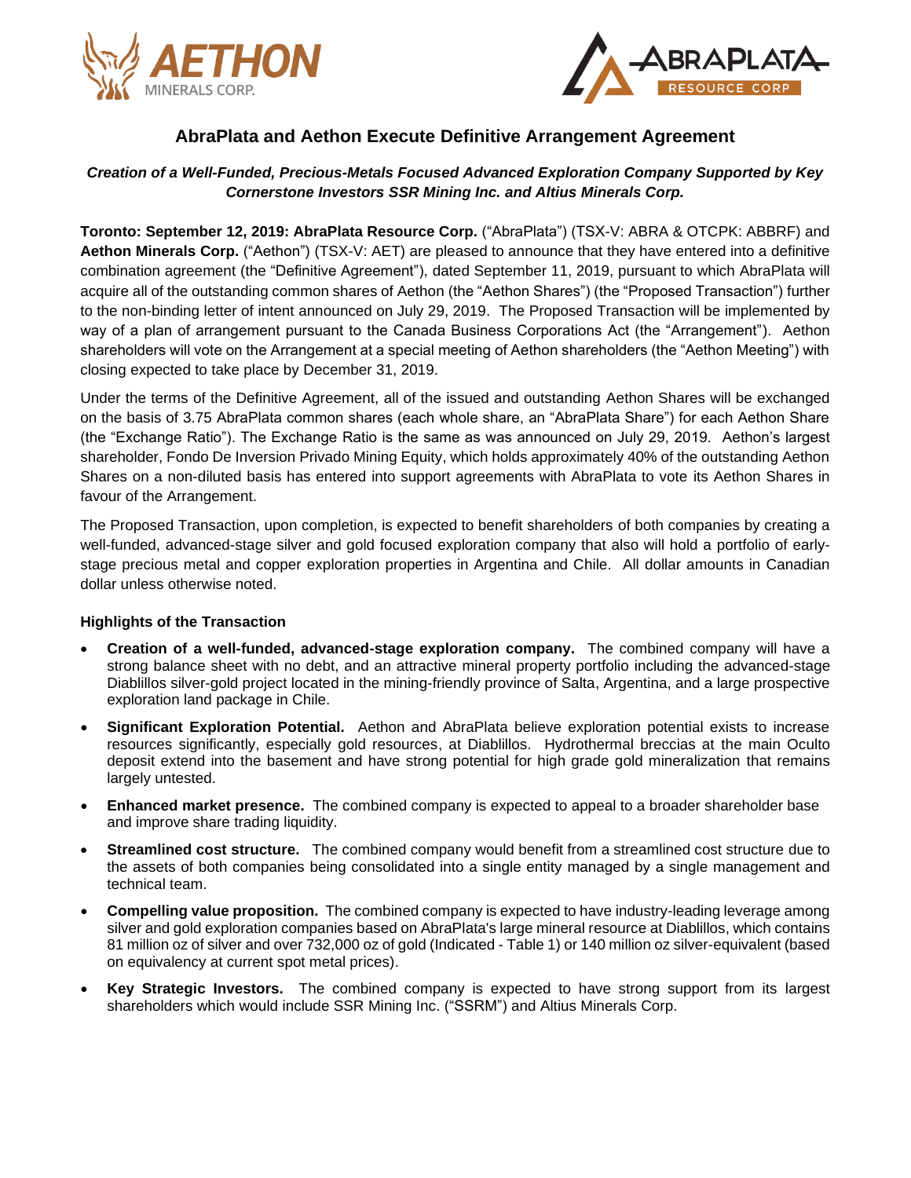# AbraPlata and Aethon Execute Definitive Arrangement Agreement

***Creation of a Well-Funded, Precious-Metals Focused Advanced Exploration Company Supported by Key Cornerstone Investors SSR Mining Inc. and Altius Minerals Corp.***

**Toronto: September 12, 2019: AbraPlata Resource Corp.** ("AbraPlata") (TSX-V: ABRA & OTCPK: ABBRF) and **Aethon Minerals Corp.** ("Aethon") (TSX-V: AET) are pleased to announce that they have entered into a definitive combination agreement (the "Definitive Agreement"), dated September 11, 2019, pursuant to which AbraPlata will acquire all of the outstanding common shares of Aethon (the "Aethon Shares") (the "Proposed Transaction") further to the non-binding letter of intent announced on July 29, 2019. The Proposed Transaction will be implemented by way of a plan of arrangement pursuant to the Canada Business Corporations Act (the "Arrangement"). Aethon shareholders will vote on the Arrangement at a special meeting of Aethon shareholders (the "Aethon Meeting") with closing expected to take place by December 31, 2019.

Under the terms of the Definitive Agreement, all of the issued and outstanding Aethon Shares will be exchanged on the basis of 3.75 AbraPlata common shares (each whole share, an "AbraPlata Share") for each Aethon Share (the "Exchange Ratio"). The Exchange Ratio is the same as was announced on July 29, 2019. Aethon's largest shareholder, Fondo De Inversion Privado Mining Equity, which holds approximately 40% of the outstanding Aethon Shares on a non-diluted basis has entered into support agreements with AbraPlata to vote its Aethon Shares in favour of the Arrangement.

The Proposed Transaction, upon completion, is expected to benefit shareholders of both companies by creating a well-funded, advanced-stage silver and gold focused exploration company that also will hold a portfolio of early-stage precious metal and copper exploration properties in Argentina and Chile. All dollar amounts in Canadian dollar unless otherwise noted.

**Highlights of the Transaction**

- **Creation of a well-funded, advanced-stage exploration company.** The combined company will have a strong balance sheet with no debt, and an attractive mineral property portfolio including the advanced-stage Diablillos silver-gold project located in the mining-friendly province of Salta, Argentina, and a large prospective exploration land package in Chile.
- **Significant Exploration Potential.** Aethon and AbraPlata believe exploration potential exists to increase resources significantly, especially gold resources, at Diablillos. Hydrothermal breccias at the main Oculto deposit extend into the basement and have strong potential for high grade gold mineralization that remains largely untested.
- **Enhanced market presence.** The combined company is expected to appeal to a broader shareholder base and improve share trading liquidity.
- **Streamlined cost structure.** The combined company would benefit from a streamlined cost structure due to the assets of both companies being consolidated into a single entity managed by a single management and technical team.
- **Compelling value proposition.** The combined company is expected to have industry-leading leverage among silver and gold exploration companies based on AbraPlata's large mineral resource at Diablillos, which contains 81 million oz of silver and over 732,000 oz of gold (Indicated - Table 1) or 140 million oz silver-equivalent (based on equivalency at current spot metal prices).
- **Key Strategic Investors.** The combined company is expected to have strong support from its largest shareholders which would include SSR Mining Inc. ("SSRM") and Altius Minerals Corp.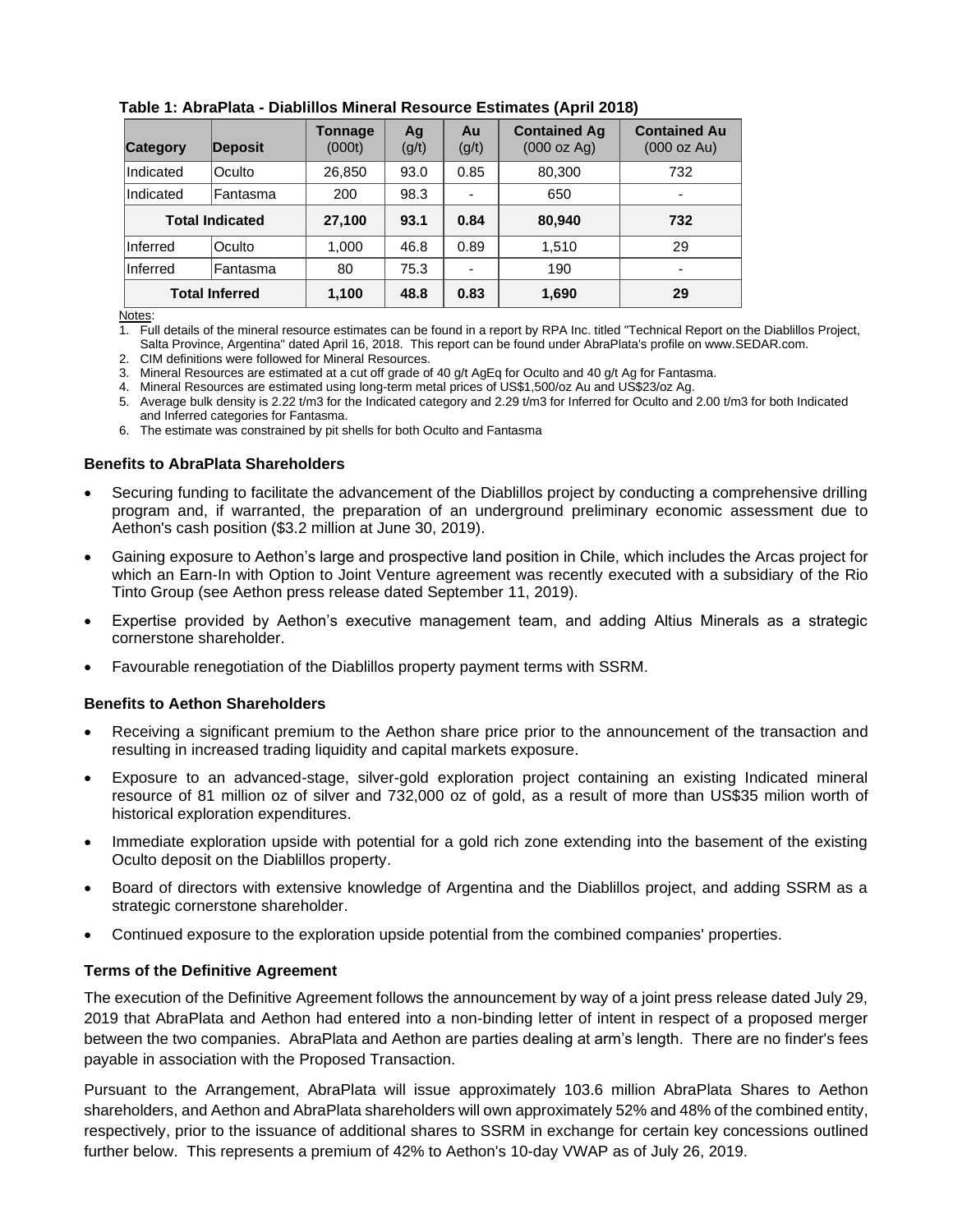**Table 1: AbraPlata - Diablillos Mineral Resource Estimates (April 2018)**

| Category | Deposit | Tonnage (000t) | Ag (g/t) | Au (g/t) | Contained Ag (000 oz Ag) | Contained Au (000 oz Au) |
|---|---|---|---|---|---|---|
| Indicated | Oculto | 26,850 | 93.0 | 0.85 | 80,300 | 732 |
| Indicated | Fantasma | 200 | 98.3 | - | 650 | - |
| **Total Indicated** | | **27,100** | **93.1** | **0.84** | **80,940** | **732** |
| Inferred | Oculto | 1,000 | 46.8 | 0.89 | 1,510 | 29 |
| Inferred | Fantasma | 80 | 75.3 | - | 190 | - |
| **Total Inferred** | | **1,100** | **48.8** | **0.83** | **1,690** | **29** |

Notes:

1. Full details of the mineral resource estimates can be found in a report by RPA Inc. titled "Technical Report on the Diablillos Project, Salta Province, Argentina" dated April 16, 2018. This report can be found under AbraPlata's profile on www.SEDAR.com.
2. CIM definitions were followed for Mineral Resources.
3. Mineral Resources are estimated at a cut off grade of 40 g/t AgEq for Oculto and 40 g/t Ag for Fantasma.
4. Mineral Resources are estimated using long-term metal prices of US$1,500/oz Au and US$23/oz Ag.
5. Average bulk density is 2.22 t/m3 for the Indicated category and 2.29 t/m3 for Inferred for Oculto and 2.00 t/m3 for both Indicated and Inferred categories for Fantasma.
6. The estimate was constrained by pit shells for both Oculto and Fantasma

### Benefits to AbraPlata Shareholders

- Securing funding to facilitate the advancement of the Diablillos project by conducting a comprehensive drilling program and, if warranted, the preparation of an underground preliminary economic assessment due to Aethon's cash position ($3.2 million at June 30, 2019).
- Gaining exposure to Aethon's large and prospective land position in Chile, which includes the Arcas project for which an Earn-In with Option to Joint Venture agreement was recently executed with a subsidiary of the Rio Tinto Group (see Aethon press release dated September 11, 2019).
- Expertise provided by Aethon's executive management team, and adding Altius Minerals as a strategic cornerstone shareholder.
- Favourable renegotiation of the Diablillos property payment terms with SSRM.

### Benefits to Aethon Shareholders

- Receiving a significant premium to the Aethon share price prior to the announcement of the transaction and resulting in increased trading liquidity and capital markets exposure.
- Exposure to an advanced-stage, silver-gold exploration project containing an existing Indicated mineral resource of 81 million oz of silver and 732,000 oz of gold, as a result of more than US$35 milion worth of historical exploration expenditures.
- Immediate exploration upside with potential for a gold rich zone extending into the basement of the existing Oculto deposit on the Diablillos property.
- Board of directors with extensive knowledge of Argentina and the Diablillos project, and adding SSRM as a strategic cornerstone shareholder.
- Continued exposure to the exploration upside potential from the combined companies' properties.

### Terms of the Definitive Agreement

The execution of the Definitive Agreement follows the announcement by way of a joint press release dated July 29, 2019 that AbraPlata and Aethon had entered into a non-binding letter of intent in respect of a proposed merger between the two companies. AbraPlata and Aethon are parties dealing at arm's length. There are no finder's fees payable in association with the Proposed Transaction.

Pursuant to the Arrangement, AbraPlata will issue approximately 103.6 million AbraPlata Shares to Aethon shareholders, and Aethon and AbraPlata shareholders will own approximately 52% and 48% of the combined entity, respectively, prior to the issuance of additional shares to SSRM in exchange for certain key concessions outlined further below. This represents a premium of 42% to Aethon's 10-day VWAP as of July 26, 2019.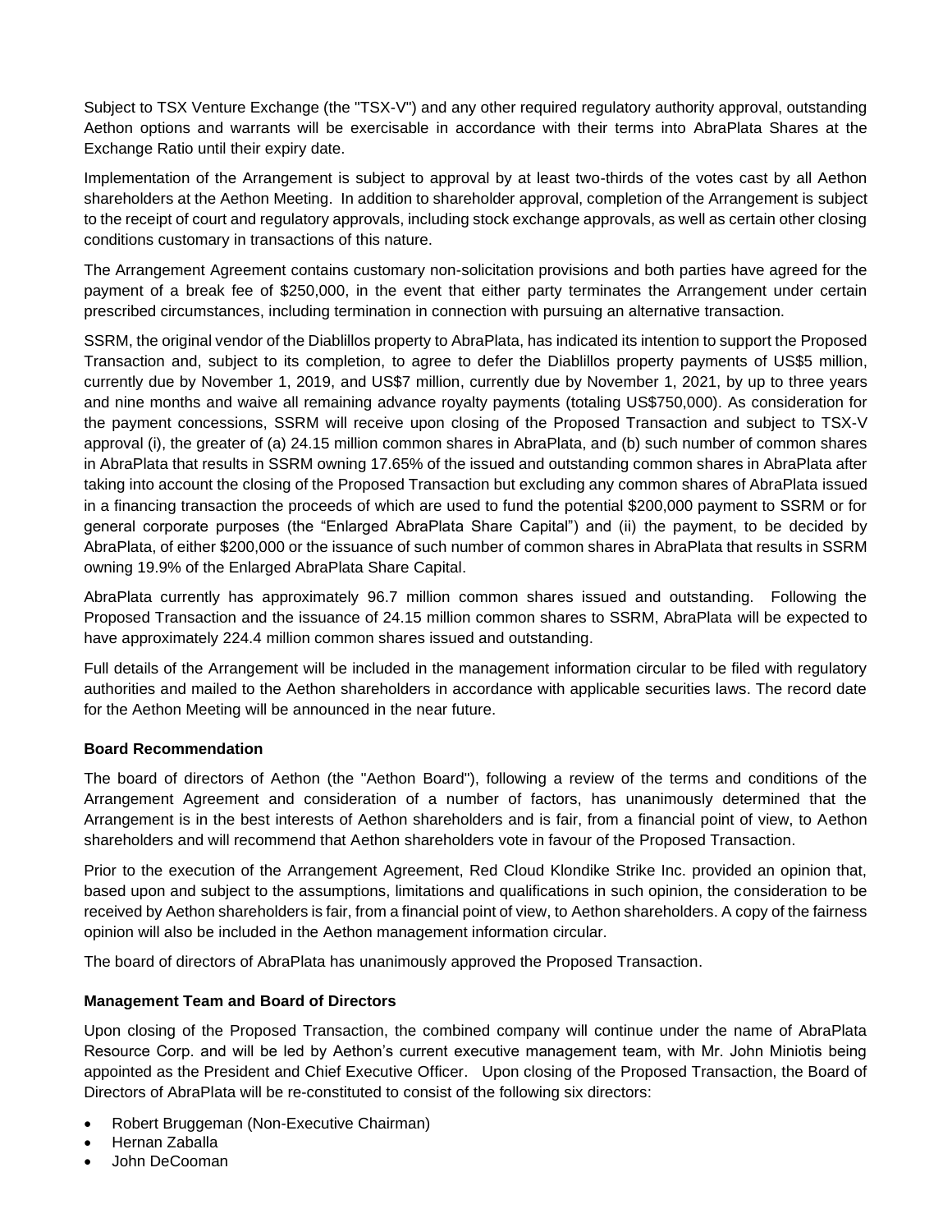Subject to TSX Venture Exchange (the "TSX-V") and any other required regulatory authority approval, outstanding Aethon options and warrants will be exercisable in accordance with their terms into AbraPlata Shares at the Exchange Ratio until their expiry date.

Implementation of the Arrangement is subject to approval by at least two-thirds of the votes cast by all Aethon shareholders at the Aethon Meeting. In addition to shareholder approval, completion of the Arrangement is subject to the receipt of court and regulatory approvals, including stock exchange approvals, as well as certain other closing conditions customary in transactions of this nature.

The Arrangement Agreement contains customary non-solicitation provisions and both parties have agreed for the payment of a break fee of $250,000, in the event that either party terminates the Arrangement under certain prescribed circumstances, including termination in connection with pursuing an alternative transaction.

SSRM, the original vendor of the Diablillos property to AbraPlata, has indicated its intention to support the Proposed Transaction and, subject to its completion, to agree to defer the Diablillos property payments of US$5 million, currently due by November 1, 2019, and US$7 million, currently due by November 1, 2021, by up to three years and nine months and waive all remaining advance royalty payments (totaling US$750,000). As consideration for the payment concessions, SSRM will receive upon closing of the Proposed Transaction and subject to TSX-V approval (i), the greater of (a) 24.15 million common shares in AbraPlata, and (b) such number of common shares in AbraPlata that results in SSRM owning 17.65% of the issued and outstanding common shares in AbraPlata after taking into account the closing of the Proposed Transaction but excluding any common shares of AbraPlata issued in a financing transaction the proceeds of which are used to fund the potential $200,000 payment to SSRM or for general corporate purposes (the "Enlarged AbraPlata Share Capital") and (ii) the payment, to be decided by AbraPlata, of either $200,000 or the issuance of such number of common shares in AbraPlata that results in SSRM owning 19.9% of the Enlarged AbraPlata Share Capital.

AbraPlata currently has approximately 96.7 million common shares issued and outstanding. Following the Proposed Transaction and the issuance of 24.15 million common shares to SSRM, AbraPlata will be expected to have approximately 224.4 million common shares issued and outstanding.

Full details of the Arrangement will be included in the management information circular to be filed with regulatory authorities and mailed to the Aethon shareholders in accordance with applicable securities laws. The record date for the Aethon Meeting will be announced in the near future.

**Board Recommendation**

The board of directors of Aethon (the "Aethon Board"), following a review of the terms and conditions of the Arrangement Agreement and consideration of a number of factors, has unanimously determined that the Arrangement is in the best interests of Aethon shareholders and is fair, from a financial point of view, to Aethon shareholders and will recommend that Aethon shareholders vote in favour of the Proposed Transaction.

Prior to the execution of the Arrangement Agreement, Red Cloud Klondike Strike Inc. provided an opinion that, based upon and subject to the assumptions, limitations and qualifications in such opinion, the consideration to be received by Aethon shareholders is fair, from a financial point of view, to Aethon shareholders. A copy of the fairness opinion will also be included in the Aethon management information circular.

The board of directors of AbraPlata has unanimously approved the Proposed Transaction.

**Management Team and Board of Directors**

Upon closing of the Proposed Transaction, the combined company will continue under the name of AbraPlata Resource Corp. and will be led by Aethon's current executive management team, with Mr. John Miniotis being appointed as the President and Chief Executive Officer. Upon closing of the Proposed Transaction, the Board of Directors of AbraPlata will be re-constituted to consist of the following six directors:

- Robert Bruggeman (Non-Executive Chairman)
- Hernan Zaballa
- John DeCooman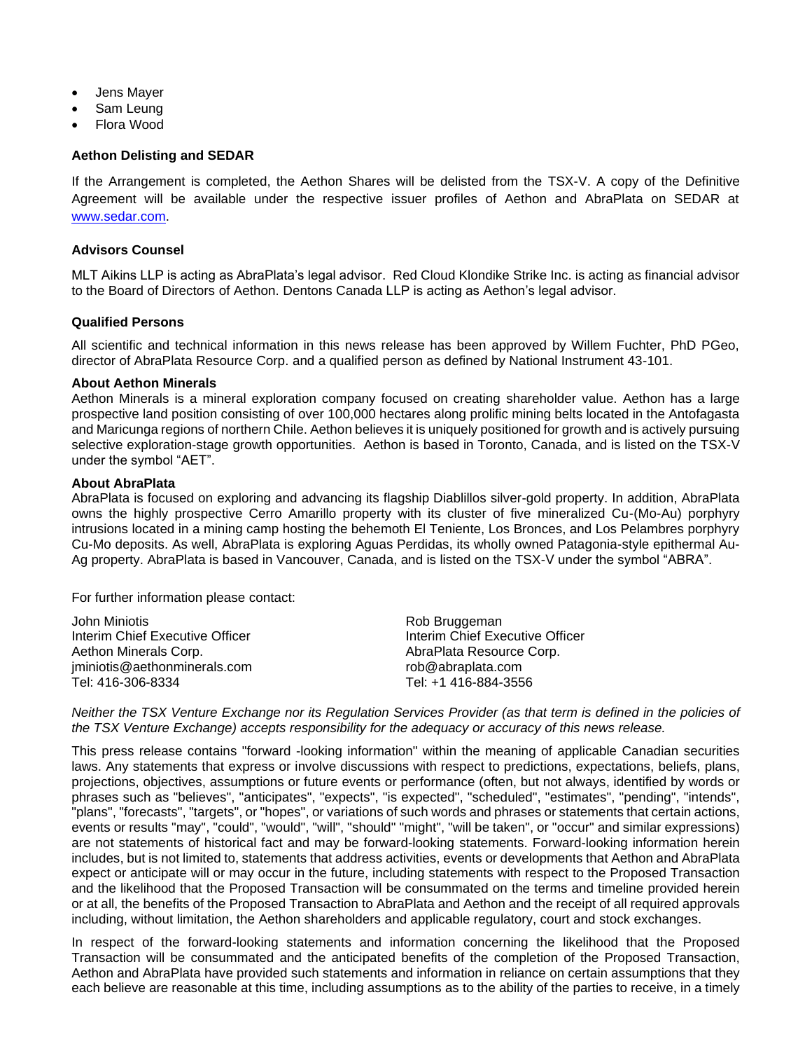- Jens Mayer
- Sam Leung
- Flora Wood

**Aethon Delisting and SEDAR**

If the Arrangement is completed, the Aethon Shares will be delisted from the TSX-V. A copy of the Definitive Agreement will be available under the respective issuer profiles of Aethon and AbraPlata on SEDAR at www.sedar.com.

**Advisors Counsel**

MLT Aikins LLP is acting as AbraPlata's legal advisor. Red Cloud Klondike Strike Inc. is acting as financial advisor to the Board of Directors of Aethon. Dentons Canada LLP is acting as Aethon's legal advisor.

**Qualified Persons**

All scientific and technical information in this news release has been approved by Willem Fuchter, PhD PGeo, director of AbraPlata Resource Corp. and a qualified person as defined by National Instrument 43-101.

**About Aethon Minerals**

Aethon Minerals is a mineral exploration company focused on creating shareholder value. Aethon has a large prospective land position consisting of over 100,000 hectares along prolific mining belts located in the Antofagasta and Maricunga regions of northern Chile. Aethon believes it is uniquely positioned for growth and is actively pursuing selective exploration-stage growth opportunities. Aethon is based in Toronto, Canada, and is listed on the TSX-V under the symbol "AET".

**About AbraPlata**

AbraPlata is focused on exploring and advancing its flagship Diablillos silver-gold property. In addition, AbraPlata owns the highly prospective Cerro Amarillo property with its cluster of five mineralized Cu-(Mo-Au) porphyry intrusions located in a mining camp hosting the behemoth El Teniente, Los Bronces, and Los Pelambres porphyry Cu-Mo deposits. As well, AbraPlata is exploring Aguas Perdidas, its wholly owned Patagonia-style epithermal Au-Ag property. AbraPlata is based in Vancouver, Canada, and is listed on the TSX-V under the symbol "ABRA".

For further information please contact:

John Miniotis
Interim Chief Executive Officer
Aethon Minerals Corp.
jminiotis@aethonminerals.com
Tel: 416-306-8334

Rob Bruggeman
Interim Chief Executive Officer
AbraPlata Resource Corp.
rob@abraplata.com
Tel: +1 416-884-3556

*Neither the TSX Venture Exchange nor its Regulation Services Provider (as that term is defined in the policies of the TSX Venture Exchange) accepts responsibility for the adequacy or accuracy of this news release.*

This press release contains "forward -looking information" within the meaning of applicable Canadian securities laws. Any statements that express or involve discussions with respect to predictions, expectations, beliefs, plans, projections, objectives, assumptions or future events or performance (often, but not always, identified by words or phrases such as "believes", "anticipates", "expects", "is expected", "scheduled", "estimates", "pending", "intends", "plans", "forecasts", "targets", or "hopes", or variations of such words and phrases or statements that certain actions, events or results "may", "could", "would", "will", "should" "might", "will be taken", or "occur" and similar expressions) are not statements of historical fact and may be forward-looking statements. Forward-looking information herein includes, but is not limited to, statements that address activities, events or developments that Aethon and AbraPlata expect or anticipate will or may occur in the future, including statements with respect to the Proposed Transaction and the likelihood that the Proposed Transaction will be consummated on the terms and timeline provided herein or at all, the benefits of the Proposed Transaction to AbraPlata and Aethon and the receipt of all required approvals including, without limitation, the Aethon shareholders and applicable regulatory, court and stock exchanges.

In respect of the forward-looking statements and information concerning the likelihood that the Proposed Transaction will be consummated and the anticipated benefits of the completion of the Proposed Transaction, Aethon and AbraPlata have provided such statements and information in reliance on certain assumptions that they each believe are reasonable at this time, including assumptions as to the ability of the parties to receive, in a timely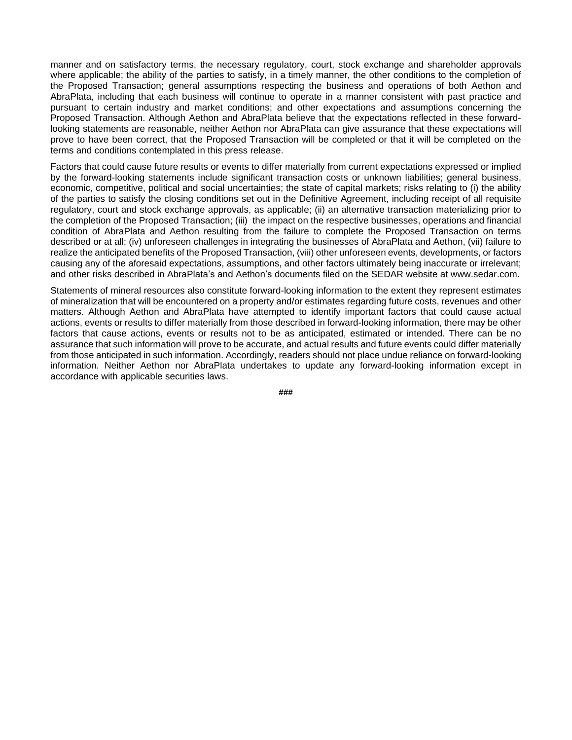manner and on satisfactory terms, the necessary regulatory, court, stock exchange and shareholder approvals where applicable; the ability of the parties to satisfy, in a timely manner, the other conditions to the completion of the Proposed Transaction; general assumptions respecting the business and operations of both Aethon and AbraPlata, including that each business will continue to operate in a manner consistent with past practice and pursuant to certain industry and market conditions; and other expectations and assumptions concerning the Proposed Transaction. Although Aethon and AbraPlata believe that the expectations reflected in these forward-looking statements are reasonable, neither Aethon nor AbraPlata can give assurance that these expectations will prove to have been correct, that the Proposed Transaction will be completed or that it will be completed on the terms and conditions contemplated in this press release.

Factors that could cause future results or events to differ materially from current expectations expressed or implied by the forward-looking statements include significant transaction costs or unknown liabilities; general business, economic, competitive, political and social uncertainties; the state of capital markets; risks relating to (i) the ability of the parties to satisfy the closing conditions set out in the Definitive Agreement, including receipt of all requisite regulatory, court and stock exchange approvals, as applicable; (ii) an alternative transaction materializing prior to the completion of the Proposed Transaction; (iii) the impact on the respective businesses, operations and financial condition of AbraPlata and Aethon resulting from the failure to complete the Proposed Transaction on terms described or at all; (iv) unforeseen challenges in integrating the businesses of AbraPlata and Aethon, (vii) failure to realize the anticipated benefits of the Proposed Transaction, (viii) other unforeseen events, developments, or factors causing any of the aforesaid expectations, assumptions, and other factors ultimately being inaccurate or irrelevant; and other risks described in AbraPlata's and Aethon's documents filed on the SEDAR website at www.sedar.com.

Statements of mineral resources also constitute forward-looking information to the extent they represent estimates of mineralization that will be encountered on a property and/or estimates regarding future costs, revenues and other matters. Although Aethon and AbraPlata have attempted to identify important factors that could cause actual actions, events or results to differ materially from those described in forward-looking information, there may be other factors that cause actions, events or results not to be as anticipated, estimated or intended. There can be no assurance that such information will prove to be accurate, and actual results and future events could differ materially from those anticipated in such information. Accordingly, readers should not place undue reliance on forward-looking information. Neither Aethon nor AbraPlata undertakes to update any forward-looking information except in accordance with applicable securities laws.

###